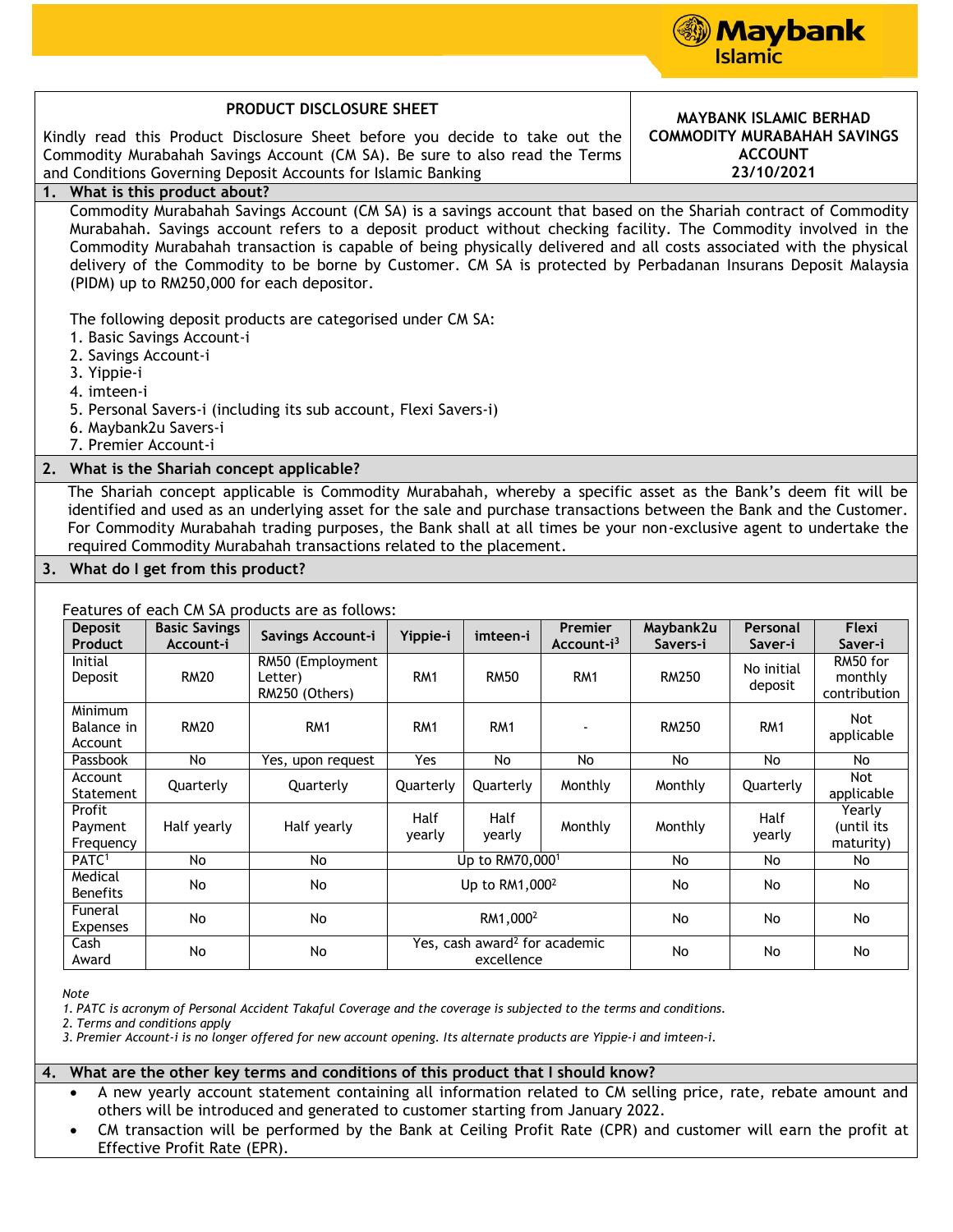# PRODUCT DISCLOSURE SHEET

Kindly read this Product Disclosure Sheet before you decide to take out the Commodity Murabahah Savings Account (CM SA). Be sure to also read the Terms and Conditions Governing Deposit Accounts for Islamic Banking

**MAYBANK ISLAMIC BERHAD**
**COMMODITY MURABAHAH SAVINGS ACCOUNT**
**23/10/2021**

## 1. What is this product about?

Commodity Murabahah Savings Account (CM SA) is a savings account that based on the Shariah contract of Commodity Murabahah. Savings account refers to a deposit product without checking facility. The Commodity involved in the Commodity Murabahah transaction is capable of being physically delivered and all costs associated with the physical delivery of the Commodity to be borne by Customer. CM SA is protected by Perbadanan Insurans Deposit Malaysia (PIDM) up to RM250,000 for each depositor.

The following deposit products are categorised under CM SA:

1. Basic Savings Account-i
2. Savings Account-i
3. Yippie-i
4. imteen-i
5. Personal Savers-i (including its sub account, Flexi Savers-i)
6. Maybank2u Savers-i
7. Premier Account-i

## 2. What is the Shariah concept applicable?

The Shariah concept applicable is Commodity Murabahah, whereby a specific asset as the Bank's deem fit will be identified and used as an underlying asset for the sale and purchase transactions between the Bank and the Customer. For Commodity Murabahah trading purposes, the Bank shall at all times be your non-exclusive agent to undertake the required Commodity Murabahah transactions related to the placement.

## 3. What do I get from this product?

Features of each CM SA products are as follows:

| Deposit Product | Basic Savings Account-i | Savings Account-i | Yippie-i | imteen-i | Premier Account-i[3] | Maybank2u Savers-i | Personal Saver-i | Flexi Saver-i |
|---|---|---|---|---|---|---|---|---|
| Initial Deposit | RM20 | RM50 (Employment Letter) RM250 (Others) | RM1 | RM50 | RM1 | RM250 | No initial deposit | RM50 for monthly contribution |
| Minimum Balance in Account | RM20 | RM1 | RM1 | RM1 | - | RM250 | RM1 | Not applicable |
| Passbook | No | Yes, upon request | Yes | No | No | No | No | No |
| Account Statement | Quarterly | Quarterly | Quarterly | Quarterly | Monthly | Monthly | Quarterly | Not applicable |
| Profit Payment Frequency | Half yearly | Half yearly | Half yearly | Half yearly | Monthly | Monthly | Half yearly | Yearly (until its maturity) |
| PATC[1] | No | No | Up to RM70,000[1] | | | No | No | No |
| Medical Benefits | No | No | Up to RM1,000[2] | | | No | No | No |
| Funeral Expenses | No | No | RM1,000[2] | | | No | No | No |
| Cash Award | No | No | Yes, cash award[2] for academic excellence | | | No | No | No |

*Note*

*1. PATC is acronym of Personal Accident Takaful Coverage and the coverage is subjected to the terms and conditions.*
*2. Terms and conditions apply*
*3. Premier Account-i is no longer offered for new account opening. Its alternate products are Yippie-i and imteen-i.*

## 4. What are the other key terms and conditions of this product that I should know?

- A new yearly account statement containing all information related to CM selling price, rate, rebate amount and others will be introduced and generated to customer starting from January 2022.
- CM transaction will be performed by the Bank at Ceiling Profit Rate (CPR) and customer will earn the profit at Effective Profit Rate (EPR).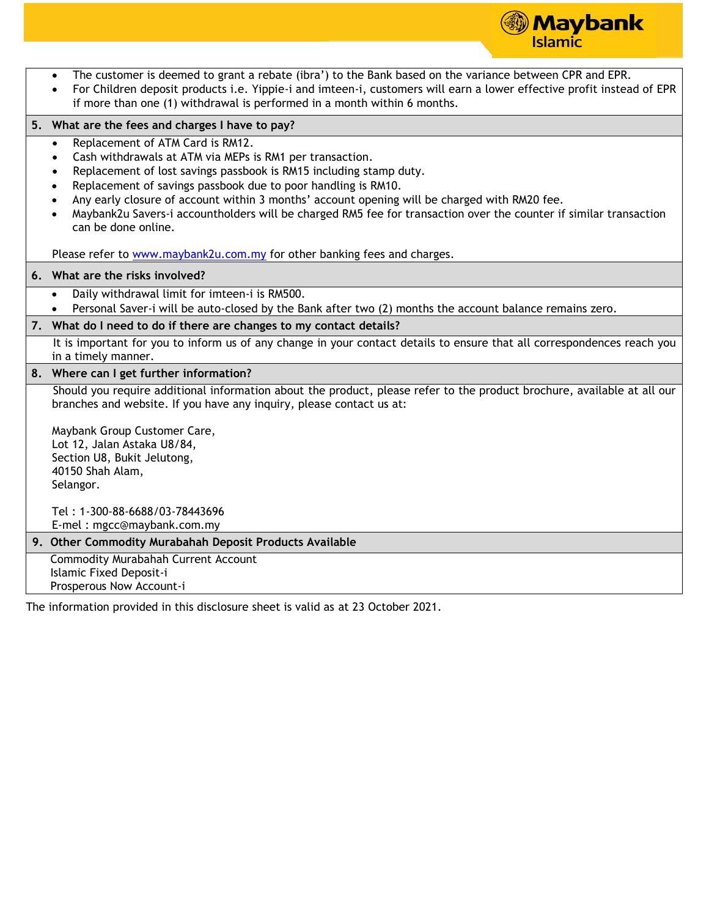- The customer is deemed to grant a rebate (ibra') to the Bank based on the variance between CPR and EPR.
- For Children deposit products i.e. Yippie-i and imteen-i, customers will earn a lower effective profit instead of EPR if more than one (1) withdrawal is performed in a month within 6 months.

## 5. What are the fees and charges I have to pay?

- Replacement of ATM Card is RM12.
- Cash withdrawals at ATM via MEPs is RM1 per transaction.
- Replacement of lost savings passbook is RM15 including stamp duty.
- Replacement of savings passbook due to poor handling is RM10.
- Any early closure of account within 3 months' account opening will be charged with RM20 fee.
- Maybank2u Savers-i accountholders will be charged RM5 fee for transaction over the counter if similar transaction can be done online.

Please refer to www.maybank2u.com.my for other banking fees and charges.

## 6. What are the risks involved?

- Daily withdrawal limit for imteen-i is RM500.
- Personal Saver-i will be auto-closed by the Bank after two (2) months the account balance remains zero.

## 7. What do I need to do if there are changes to my contact details?

It is important for you to inform us of any change in your contact details to ensure that all correspondences reach you in a timely manner.

## 8. Where can I get further information?

Should you require additional information about the product, please refer to the product brochure, available at all our branches and website. If you have any inquiry, please contact us at:

Maybank Group Customer Care,
Lot 12, Jalan Astaka U8/84,
Section U8, Bukit Jelutong,
40150 Shah Alam,
Selangor.

Tel : 1-300-88-6688/03-78443696
E-mel : mgcc@maybank.com.my

## 9. Other Commodity Murabahah Deposit Products Available

Commodity Murabahah Current Account
Islamic Fixed Deposit-i
Prosperous Now Account-i

The information provided in this disclosure sheet is valid as at 23 October 2021.